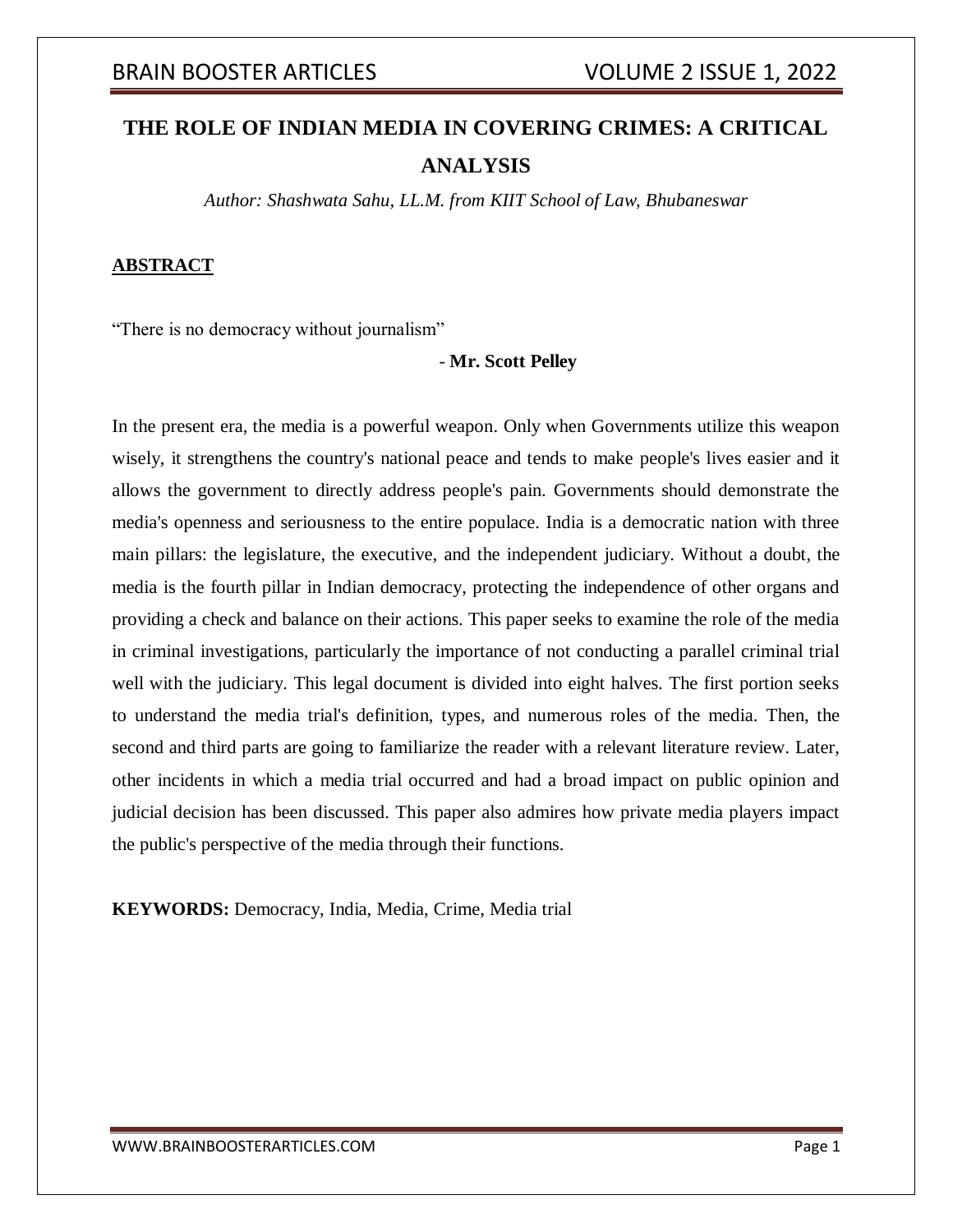# THE ROLE OF INDIAN MEDIA IN COVERING CRIMES: A CRITICAL ANALYSIS

*Author: Shashwata Sahu, LL.M. from KIIT School of Law, Bhubaneswar*

## ABSTRACT

"There is no democracy without journalism"

- **Mr. Scott Pelley**

In the present era, the media is a powerful weapon. Only when Governments utilize this weapon wisely, it strengthens the country's national peace and tends to make people's lives easier and it allows the government to directly address people's pain. Governments should demonstrate the media's openness and seriousness to the entire populace. India is a democratic nation with three main pillars: the legislature, the executive, and the independent judiciary. Without a doubt, the media is the fourth pillar in Indian democracy, protecting the independence of other organs and providing a check and balance on their actions. This paper seeks to examine the role of the media in criminal investigations, particularly the importance of not conducting a parallel criminal trial well with the judiciary. This legal document is divided into eight halves. The first portion seeks to understand the media trial's definition, types, and numerous roles of the media. Then, the second and third parts are going to familiarize the reader with a relevant literature review. Later, other incidents in which a media trial occurred and had a broad impact on public opinion and judicial decision has been discussed. This paper also admires how private media players impact the public's perspective of the media through their functions.

**KEYWORDS:** Democracy, India, Media, Crime, Media trial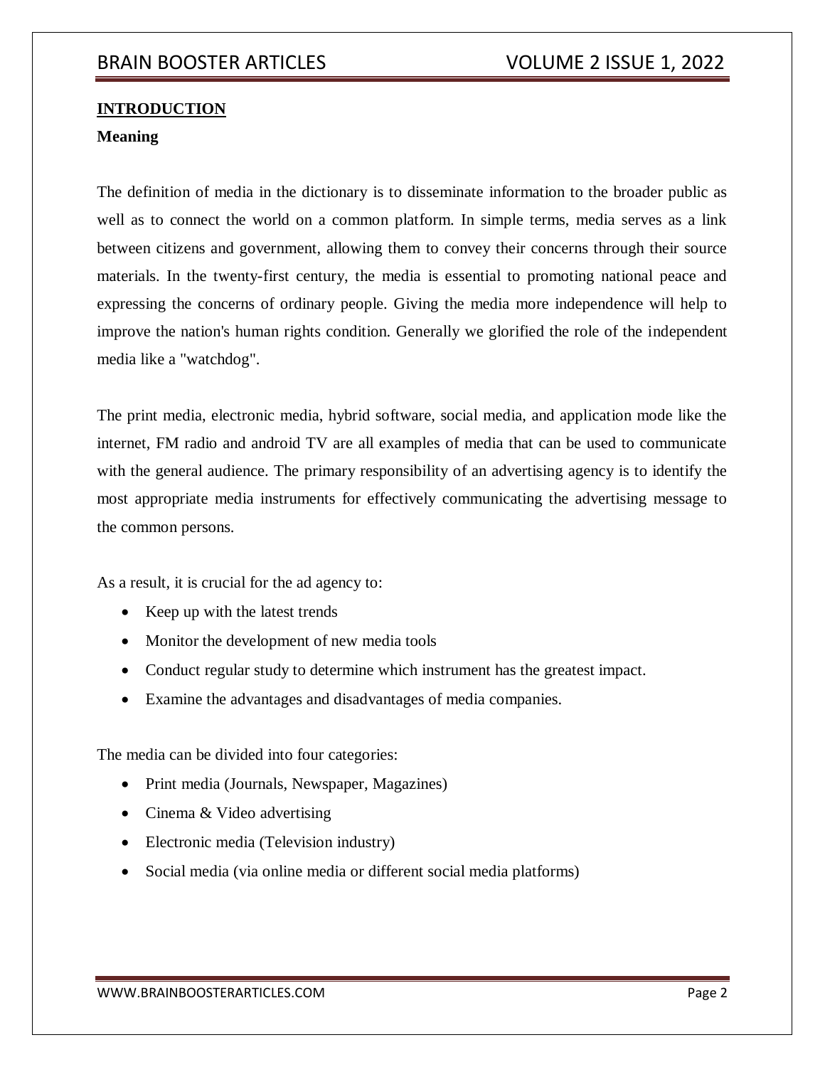## INTRODUCTION

### Meaning

The definition of media in the dictionary is to disseminate information to the broader public as well as to connect the world on a common platform. In simple terms, media serves as a link between citizens and government, allowing them to convey their concerns through their source materials. In the twenty-first century, the media is essential to promoting national peace and expressing the concerns of ordinary people. Giving the media more independence will help to improve the nation's human rights condition. Generally we glorified the role of the independent media like a "watchdog".

The print media, electronic media, hybrid software, social media, and application mode like the internet, FM radio and android TV are all examples of media that can be used to communicate with the general audience. The primary responsibility of an advertising agency is to identify the most appropriate media instruments for effectively communicating the advertising message to the common persons.

As a result, it is crucial for the ad agency to:

- Keep up with the latest trends
- Monitor the development of new media tools
- Conduct regular study to determine which instrument has the greatest impact.
- Examine the advantages and disadvantages of media companies.

The media can be divided into four categories:

- Print media (Journals, Newspaper, Magazines)
- Cinema & Video advertising
- Electronic media (Television industry)
- Social media (via online media or different social media platforms)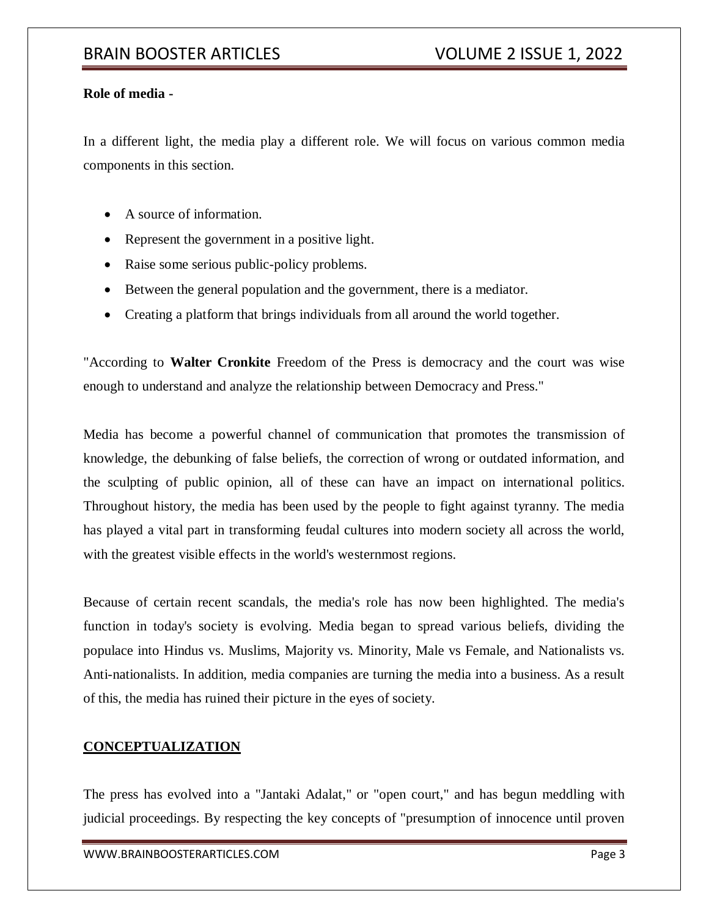**Role of media -**

In a different light, the media play a different role. We will focus on various common media components in this section.

- A source of information.
- Represent the government in a positive light.
- Raise some serious public-policy problems.
- Between the general population and the government, there is a mediator.
- Creating a platform that brings individuals from all around the world together.

"According to **Walter Cronkite** Freedom of the Press is democracy and the court was wise enough to understand and analyze the relationship between Democracy and Press."

Media has become a powerful channel of communication that promotes the transmission of knowledge, the debunking of false beliefs, the correction of wrong or outdated information, and the sculpting of public opinion, all of these can have an impact on international politics. Throughout history, the media has been used by the people to fight against tyranny. The media has played a vital part in transforming feudal cultures into modern society all across the world, with the greatest visible effects in the world's westernmost regions.

Because of certain recent scandals, the media's role has now been highlighted. The media's function in today's society is evolving. Media began to spread various beliefs, dividing the populace into Hindus vs. Muslims, Majority vs. Minority, Male vs Female, and Nationalists vs. Anti-nationalists. In addition, media companies are turning the media into a business. As a result of this, the media has ruined their picture in the eyes of society.

## CONCEPTUALIZATION

The press has evolved into a "Jantaki Adalat," or "open court," and has begun meddling with judicial proceedings. By respecting the key concepts of "presumption of innocence until proven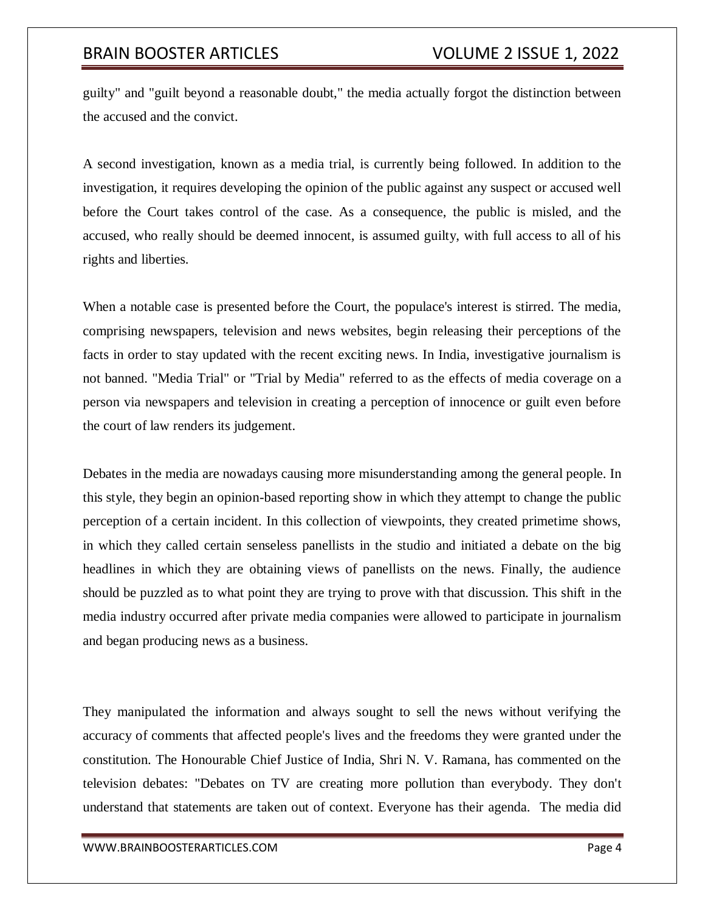guilty" and "guilt beyond a reasonable doubt," the media actually forgot the distinction between the accused and the convict.

A second investigation, known as a media trial, is currently being followed. In addition to the investigation, it requires developing the opinion of the public against any suspect or accused well before the Court takes control of the case. As a consequence, the public is misled, and the accused, who really should be deemed innocent, is assumed guilty, with full access to all of his rights and liberties.

When a notable case is presented before the Court, the populace's interest is stirred. The media, comprising newspapers, television and news websites, begin releasing their perceptions of the facts in order to stay updated with the recent exciting news. In India, investigative journalism is not banned. "Media Trial" or "Trial by Media" referred to as the effects of media coverage on a person via newspapers and television in creating a perception of innocence or guilt even before the court of law renders its judgement.

Debates in the media are nowadays causing more misunderstanding among the general people. In this style, they begin an opinion-based reporting show in which they attempt to change the public perception of a certain incident. In this collection of viewpoints, they created primetime shows, in which they called certain senseless panellists in the studio and initiated a debate on the big headlines in which they are obtaining views of panellists on the news. Finally, the audience should be puzzled as to what point they are trying to prove with that discussion. This shift in the media industry occurred after private media companies were allowed to participate in journalism and began producing news as a business.

They manipulated the information and always sought to sell the news without verifying the accuracy of comments that affected people's lives and the freedoms they were granted under the constitution. The Honourable Chief Justice of India, Shri N. V. Ramana, has commented on the television debates: "Debates on TV are creating more pollution than everybody. They don't understand that statements are taken out of context. Everyone has their agenda. The media did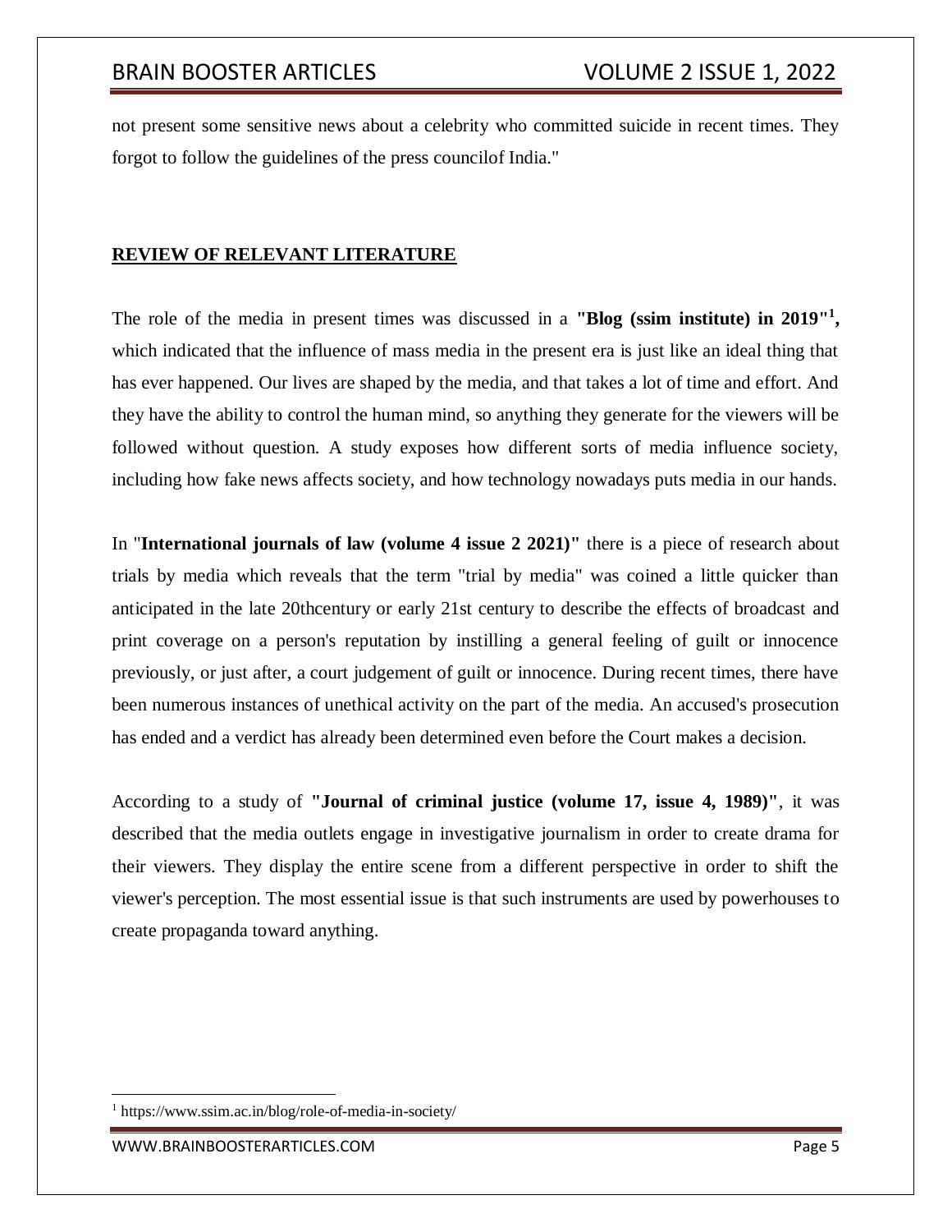not present some sensitive news about a celebrity who committed suicide in recent times. They forgot to follow the guidelines of the press councilof India."

## REVIEW OF RELEVANT LITERATURE

The role of the media in present times was discussed in a **"Blog (ssim institute) in 2019"**[1]**,** which indicated that the influence of mass media in the present era is just like an ideal thing that has ever happened. Our lives are shaped by the media, and that takes a lot of time and effort. And they have the ability to control the human mind, so anything they generate for the viewers will be followed without question. A study exposes how different sorts of media influence society, including how fake news affects society, and how technology nowadays puts media in our hands.

In "**International journals of law (volume 4 issue 2 2021)"** there is a piece of research about trials by media which reveals that the term "trial by media" was coined a little quicker than anticipated in the late 20thcentury or early 21st century to describe the effects of broadcast and print coverage on a person's reputation by instilling a general feeling of guilt or innocence previously, or just after, a court judgement of guilt or innocence. During recent times, there have been numerous instances of unethical activity on the part of the media. An accused's prosecution has ended and a verdict has already been determined even before the Court makes a decision.

According to a study of **"Journal of criminal justice (volume 17, issue 4, 1989)"**, it was described that the media outlets engage in investigative journalism in order to create drama for their viewers. They display the entire scene from a different perspective in order to shift the viewer's perception. The most essential issue is that such instruments are used by powerhouses to create propaganda toward anything.

---

[1] https://www.ssim.ac.in/blog/role-of-media-in-society/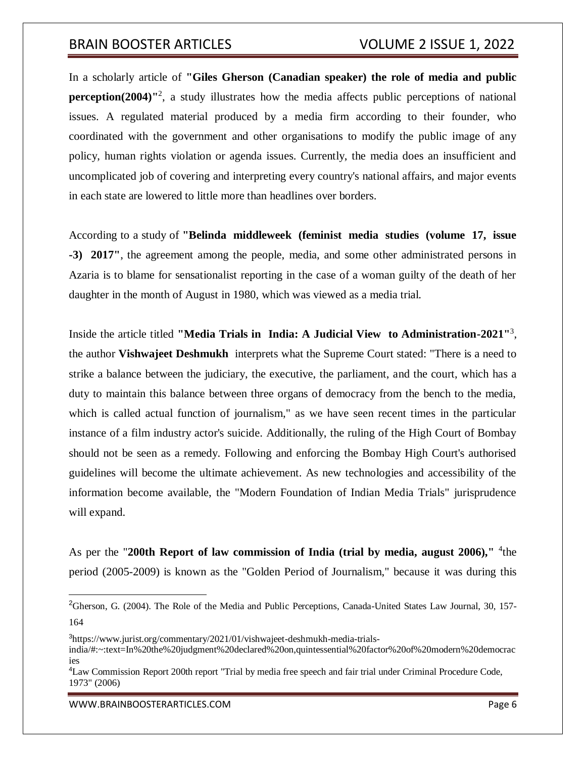In a scholarly article of **"Giles Gherson (Canadian speaker) the role of media and public perception(2004)"**[2], a study illustrates how the media affects public perceptions of national issues. A regulated material produced by a media firm according to their founder, who coordinated with the government and other organisations to modify the public image of any policy, human rights violation or agenda issues. Currently, the media does an insufficient and uncomplicated job of covering and interpreting every country's national affairs, and major events in each state are lowered to little more than headlines over borders.

According to a study of **"Belinda middleweek (feminist media studies (volume 17, issue -3) 2017"**, the agreement among the people, media, and some other administrated persons in Azaria is to blame for sensationalist reporting in the case of a woman guilty of the death of her daughter in the month of August in 1980, which was viewed as a media trial.

Inside the article titled **"Media Trials in India: A Judicial View to Administration-2021"**[3], the author **Vishwajeet Deshmukh** interprets what the Supreme Court stated: "There is a need to strike a balance between the judiciary, the executive, the parliament, and the court, which has a duty to maintain this balance between three organs of democracy from the bench to the media, which is called actual function of journalism," as we have seen recent times in the particular instance of a film industry actor's suicide. Additionally, the ruling of the High Court of Bombay should not be seen as a remedy. Following and enforcing the Bombay High Court's authorised guidelines will become the ultimate achievement. As new technologies and accessibility of the information become available, the "Modern Foundation of Indian Media Trials" jurisprudence will expand.

As per the "**200th Report of law commission of India (trial by media, august 2006),"** [4]the period (2005-2009) is known as the "Golden Period of Journalism," because it was during this

---

[2]Gherson, G. (2004). The Role of the Media and Public Perceptions, Canada-United States Law Journal, 30, 157-164

[3]https://www.jurist.org/commentary/2021/01/vishwajeet-deshmukh-media-trials-india/#:~:text=In%20the%20judgment%20declared%20on,quintessential%20factor%20of%20modern%20democracies

[4]Law Commission Report 200th report "Trial by media free speech and fair trial under Criminal Procedure Code, 1973" (2006)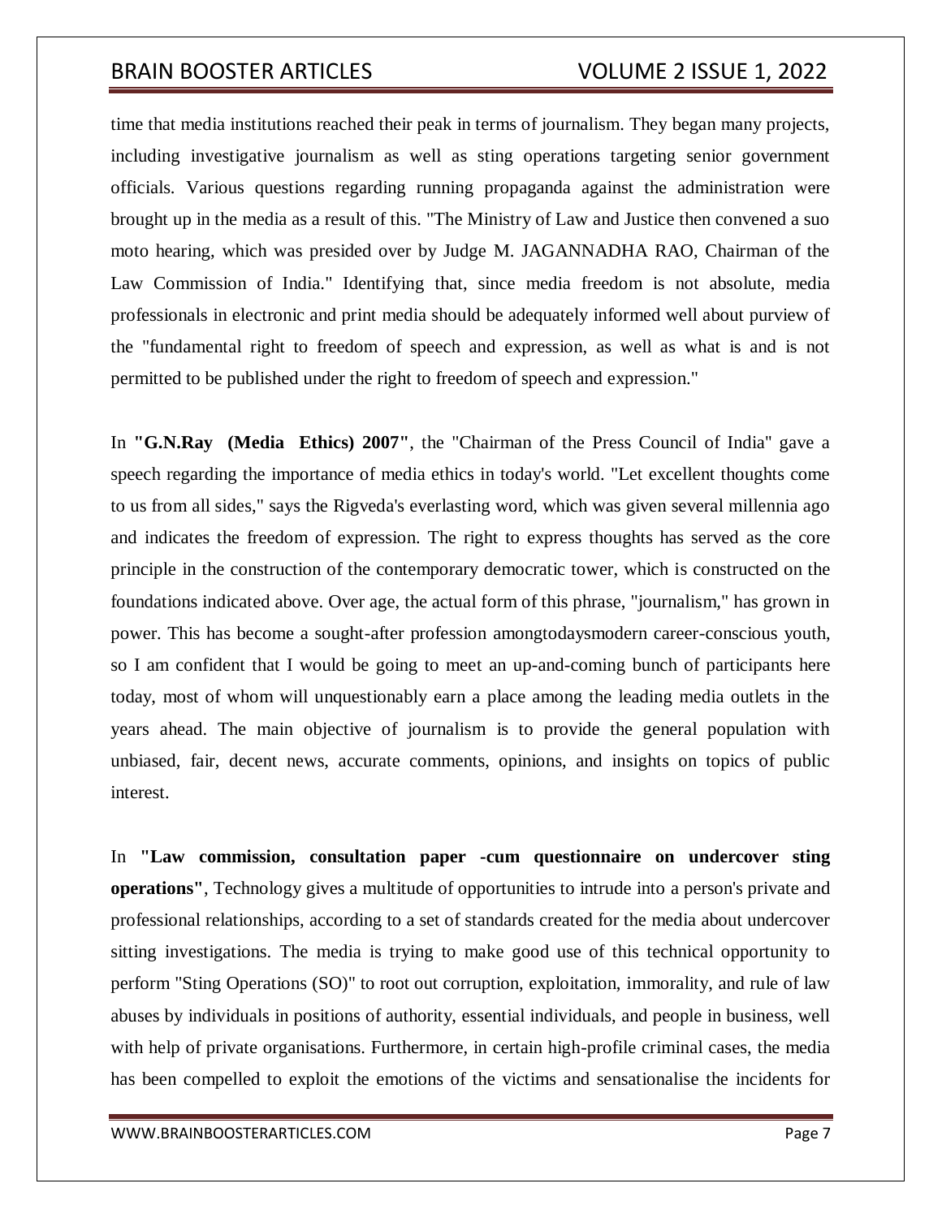time that media institutions reached their peak in terms of journalism. They began many projects, including investigative journalism as well as sting operations targeting senior government officials. Various questions regarding running propaganda against the administration were brought up in the media as a result of this. "The Ministry of Law and Justice then convened a suo moto hearing, which was presided over by Judge M. JAGANNADHA RAO, Chairman of the Law Commission of India." Identifying that, since media freedom is not absolute, media professionals in electronic and print media should be adequately informed well about purview of the "fundamental right to freedom of speech and expression, as well as what is and is not permitted to be published under the right to freedom of speech and expression."

In **"G.N.Ray (Media Ethics) 2007"**, the "Chairman of the Press Council of India" gave a speech regarding the importance of media ethics in today's world. "Let excellent thoughts come to us from all sides," says the Rigveda's everlasting word, which was given several millennia ago and indicates the freedom of expression. The right to express thoughts has served as the core principle in the construction of the contemporary democratic tower, which is constructed on the foundations indicated above. Over age, the actual form of this phrase, "journalism," has grown in power. This has become a sought-after profession amongtodaysmodern career-conscious youth, so I am confident that I would be going to meet an up-and-coming bunch of participants here today, most of whom will unquestionably earn a place among the leading media outlets in the years ahead. The main objective of journalism is to provide the general population with unbiased, fair, decent news, accurate comments, opinions, and insights on topics of public interest.

In **"Law commission, consultation paper -cum questionnaire on undercover sting operations"**, Technology gives a multitude of opportunities to intrude into a person's private and professional relationships, according to a set of standards created for the media about undercover sitting investigations. The media is trying to make good use of this technical opportunity to perform "Sting Operations (SO)" to root out corruption, exploitation, immorality, and rule of law abuses by individuals in positions of authority, essential individuals, and people in business, well with help of private organisations. Furthermore, in certain high-profile criminal cases, the media has been compelled to exploit the emotions of the victims and sensationalise the incidents for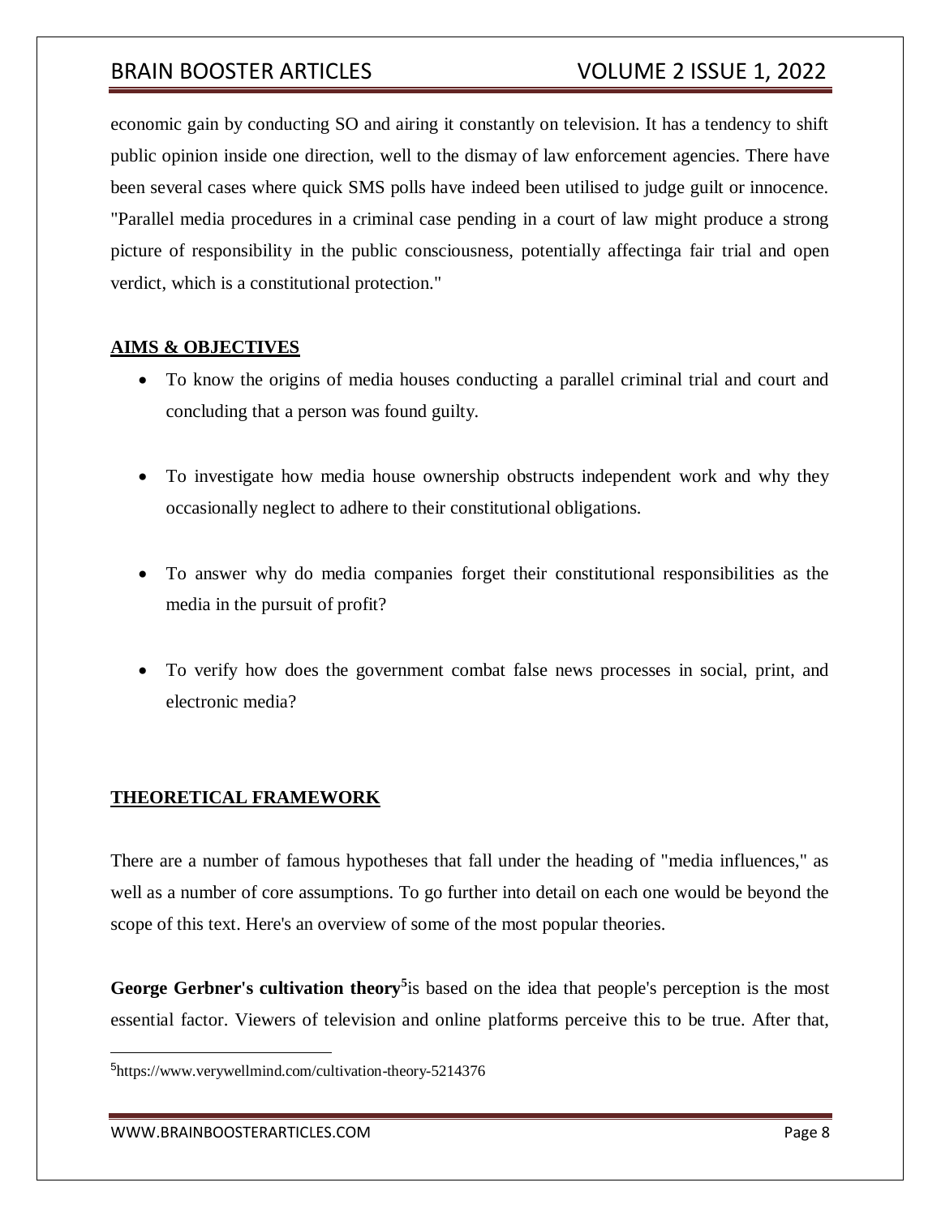economic gain by conducting SO and airing it constantly on television. It has a tendency to shift public opinion inside one direction, well to the dismay of law enforcement agencies. There have been several cases where quick SMS polls have indeed been utilised to judge guilt or innocence. "Parallel media procedures in a criminal case pending in a court of law might produce a strong picture of responsibility in the public consciousness, potentially affectinga fair trial and open verdict, which is a constitutional protection."

## AIMS & OBJECTIVES

- To know the origins of media houses conducting a parallel criminal trial and court and concluding that a person was found guilty.
- To investigate how media house ownership obstructs independent work and why they occasionally neglect to adhere to their constitutional obligations.
- To answer why do media companies forget their constitutional responsibilities as the media in the pursuit of profit?
- To verify how does the government combat false news processes in social, print, and electronic media?

## THEORETICAL FRAMEWORK

There are a number of famous hypotheses that fall under the heading of "media influences," as well as a number of core assumptions. To go further into detail on each one would be beyond the scope of this text. Here's an overview of some of the most popular theories.

**George Gerbner's cultivation theory**[5]is based on the idea that people's perception is the most essential factor. Viewers of television and online platforms perceive this to be true. After that,

[5]https://www.verywellmind.com/cultivation-theory-5214376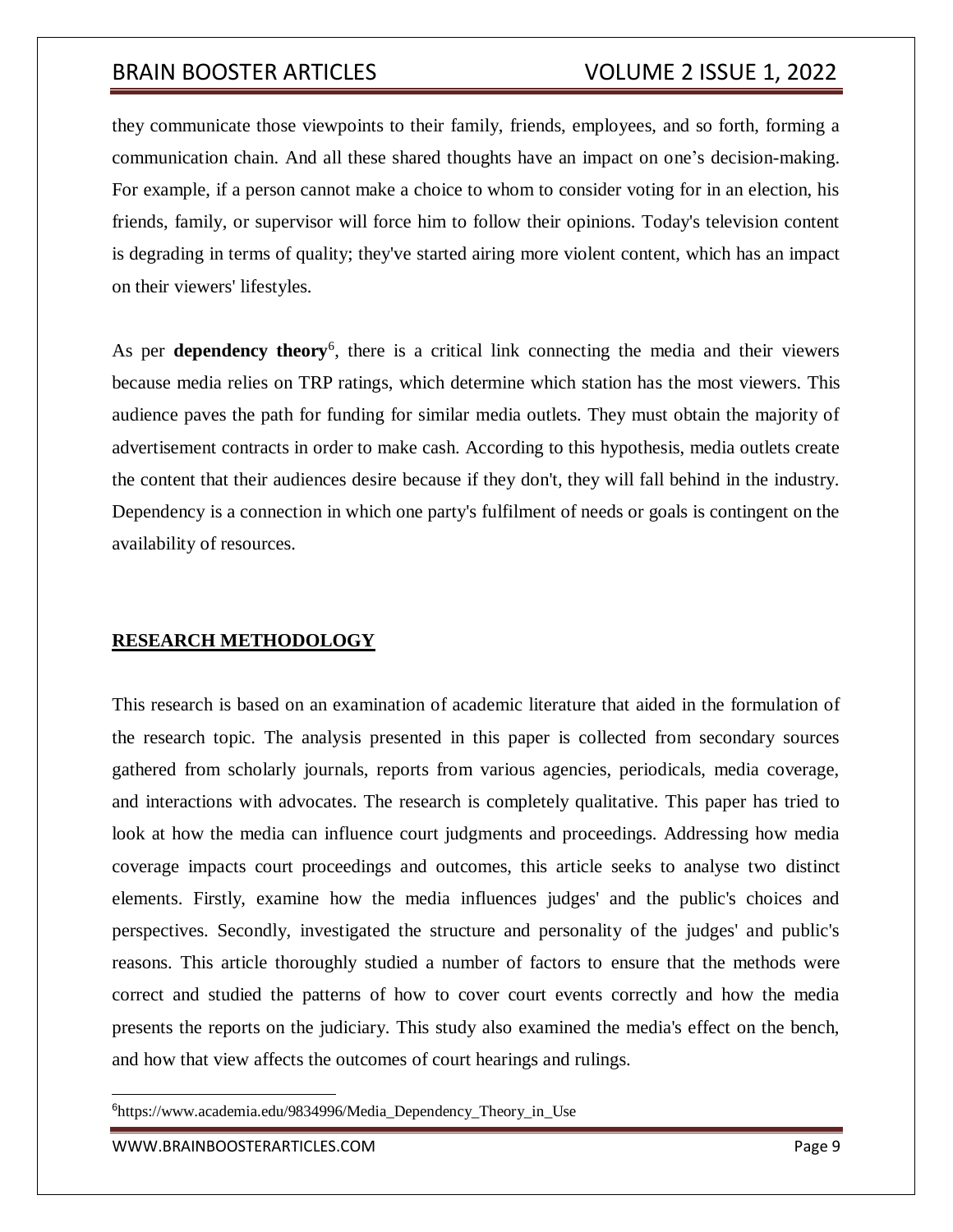they communicate those viewpoints to their family, friends, employees, and so forth, forming a communication chain. And all these shared thoughts have an impact on one's decision-making. For example, if a person cannot make a choice to whom to consider voting for in an election, his friends, family, or supervisor will force him to follow their opinions. Today's television content is degrading in terms of quality; they've started airing more violent content, which has an impact on their viewers' lifestyles.

As per **dependency theory**[6], there is a critical link connecting the media and their viewers because media relies on TRP ratings, which determine which station has the most viewers. This audience paves the path for funding for similar media outlets. They must obtain the majority of advertisement contracts in order to make cash. According to this hypothesis, media outlets create the content that their audiences desire because if they don't, they will fall behind in the industry. Dependency is a connection in which one party's fulfilment of needs or goals is contingent on the availability of resources.

## RESEARCH METHODOLOGY

This research is based on an examination of academic literature that aided in the formulation of the research topic. The analysis presented in this paper is collected from secondary sources gathered from scholarly journals, reports from various agencies, periodicals, media coverage, and interactions with advocates. The research is completely qualitative. This paper has tried to look at how the media can influence court judgments and proceedings. Addressing how media coverage impacts court proceedings and outcomes, this article seeks to analyse two distinct elements. Firstly, examine how the media influences judges' and the public's choices and perspectives. Secondly, investigated the structure and personality of the judges' and public's reasons. This article thoroughly studied a number of factors to ensure that the methods were correct and studied the patterns of how to cover court events correctly and how the media presents the reports on the judiciary. This study also examined the media's effect on the bench, and how that view affects the outcomes of court hearings and rulings.

---

[6] https://www.academia.edu/9834996/Media_Dependency_Theory_in_Use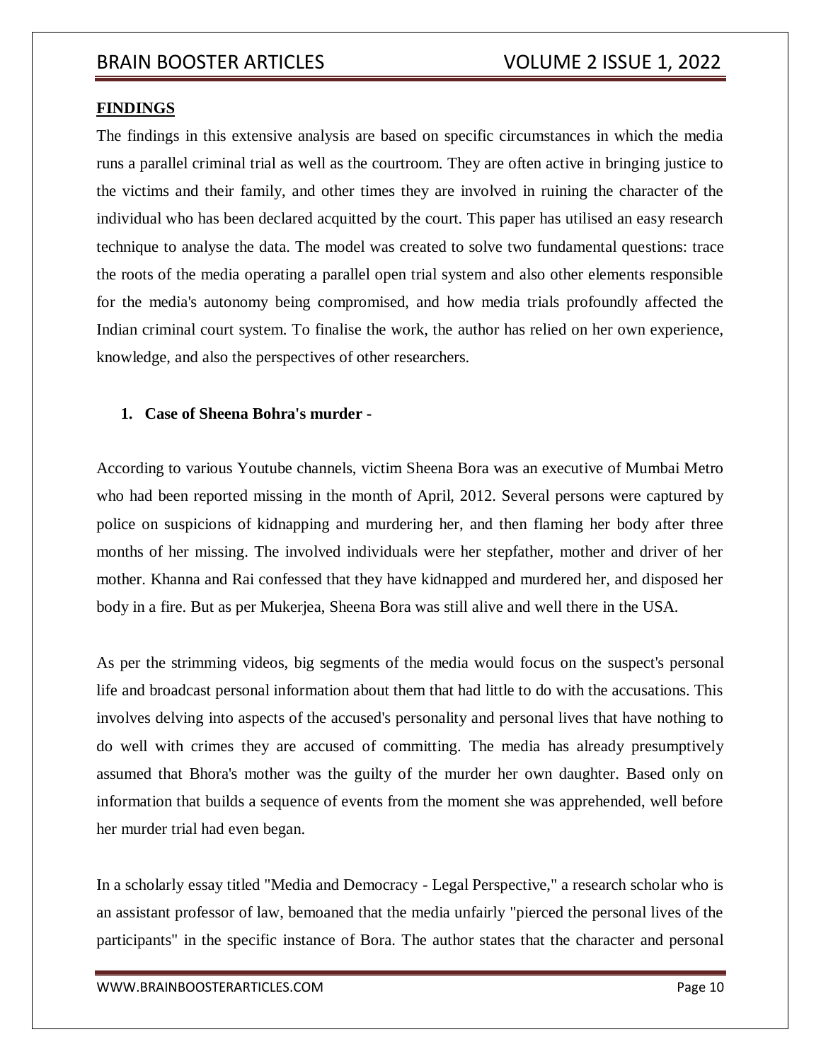## FINDINGS

The findings in this extensive analysis are based on specific circumstances in which the media runs a parallel criminal trial as well as the courtroom. They are often active in bringing justice to the victims and their family, and other times they are involved in ruining the character of the individual who has been declared acquitted by the court. This paper has utilised an easy research technique to analyse the data. The model was created to solve two fundamental questions: trace the roots of the media operating a parallel open trial system and also other elements responsible for the media's autonomy being compromised, and how media trials profoundly affected the Indian criminal court system. To finalise the work, the author has relied on her own experience, knowledge, and also the perspectives of other researchers.

1. **Case of Sheena Bohra's murder -**

According to various Youtube channels, victim Sheena Bora was an executive of Mumbai Metro who had been reported missing in the month of April, 2012. Several persons were captured by police on suspicions of kidnapping and murdering her, and then flaming her body after three months of her missing. The involved individuals were her stepfather, mother and driver of her mother. Khanna and Rai confessed that they have kidnapped and murdered her, and disposed her body in a fire. But as per Mukerjea, Sheena Bora was still alive and well there in the USA.

As per the strimming videos, big segments of the media would focus on the suspect's personal life and broadcast personal information about them that had little to do with the accusations. This involves delving into aspects of the accused's personality and personal lives that have nothing to do well with crimes they are accused of committing. The media has already presumptively assumed that Bhora's mother was the guilty of the murder her own daughter. Based only on information that builds a sequence of events from the moment she was apprehended, well before her murder trial had even began.

In a scholarly essay titled "Media and Democracy - Legal Perspective," a research scholar who is an assistant professor of law, bemoaned that the media unfairly "pierced the personal lives of the participants" in the specific instance of Bora. The author states that the character and personal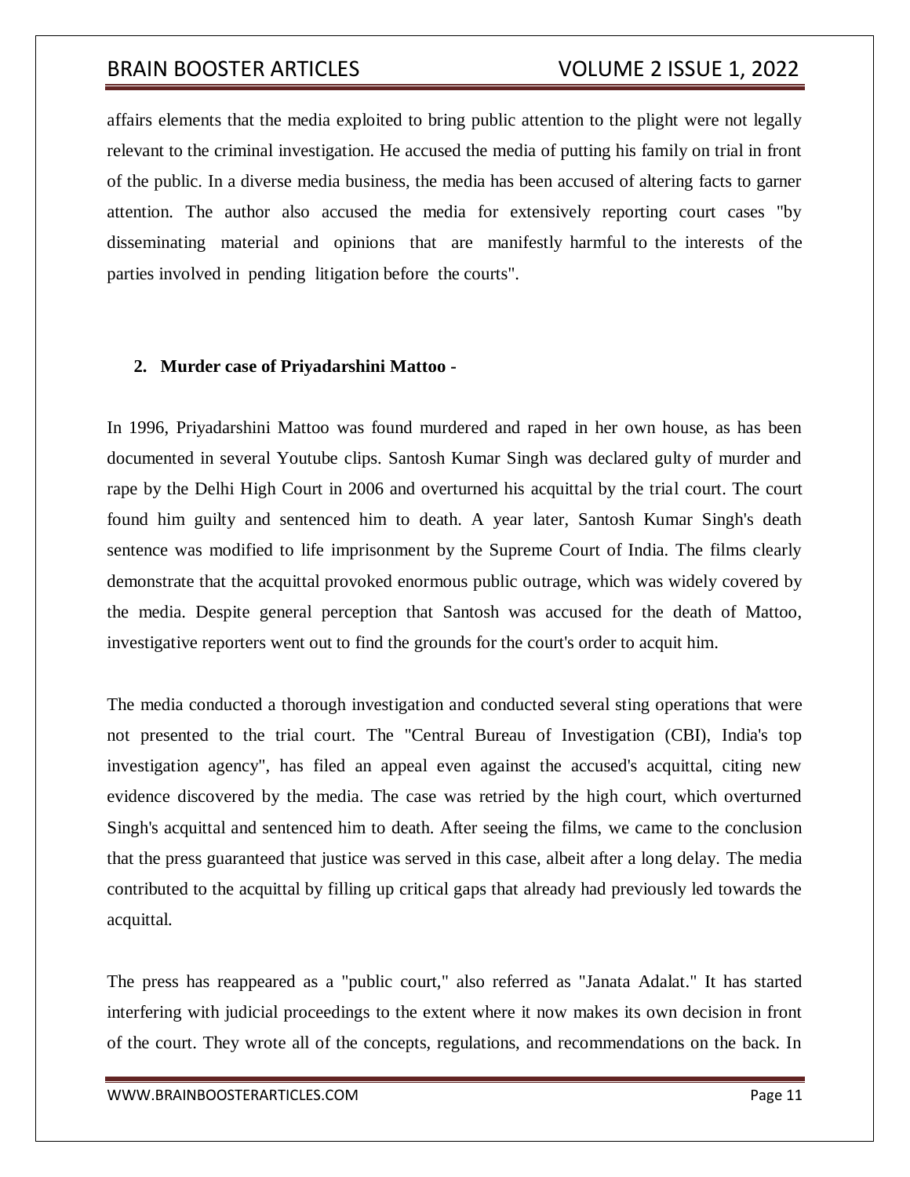affairs elements that the media exploited to bring public attention to the plight were not legally relevant to the criminal investigation. He accused the media of putting his family on trial in front of the public. In a diverse media business, the media has been accused of altering facts to garner attention. The author also accused the media for extensively reporting court cases "by disseminating material and opinions that are manifestly harmful to the interests of the parties involved in pending litigation before the courts".

## 2. Murder case of Priyadarshini Mattoo -

In 1996, Priyadarshini Mattoo was found murdered and raped in her own house, as has been documented in several Youtube clips. Santosh Kumar Singh was declared gulty of murder and rape by the Delhi High Court in 2006 and overturned his acquittal by the trial court. The court found him guilty and sentenced him to death. A year later, Santosh Kumar Singh's death sentence was modified to life imprisonment by the Supreme Court of India. The films clearly demonstrate that the acquittal provoked enormous public outrage, which was widely covered by the media. Despite general perception that Santosh was accused for the death of Mattoo, investigative reporters went out to find the grounds for the court's order to acquit him.

The media conducted a thorough investigation and conducted several sting operations that were not presented to the trial court. The "Central Bureau of Investigation (CBI), India's top investigation agency", has filed an appeal even against the accused's acquittal, citing new evidence discovered by the media. The case was retried by the high court, which overturned Singh's acquittal and sentenced him to death. After seeing the films, we came to the conclusion that the press guaranteed that justice was served in this case, albeit after a long delay. The media contributed to the acquittal by filling up critical gaps that already had previously led towards the acquittal.

The press has reappeared as a "public court," also referred as "Janata Adalat." It has started interfering with judicial proceedings to the extent where it now makes its own decision in front of the court. They wrote all of the concepts, regulations, and recommendations on the back. In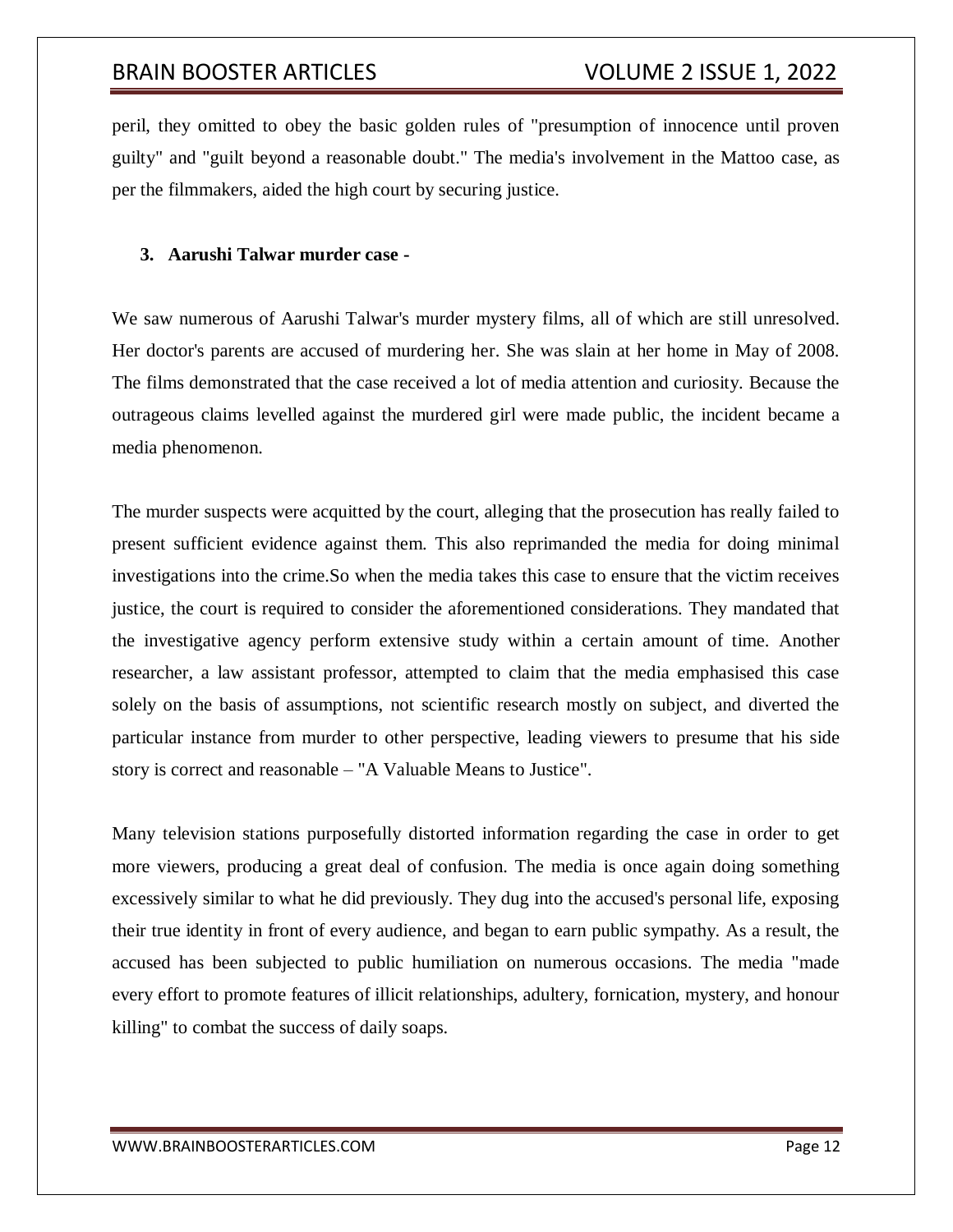peril, they omitted to obey the basic golden rules of "presumption of innocence until proven guilty" and "guilt beyond a reasonable doubt." The media's involvement in the Mattoo case, as per the filmmakers, aided the high court by securing justice.

3. **Aarushi Talwar murder case -**

We saw numerous of Aarushi Talwar's murder mystery films, all of which are still unresolved. Her doctor's parents are accused of murdering her. She was slain at her home in May of 2008. The films demonstrated that the case received a lot of media attention and curiosity. Because the outrageous claims levelled against the murdered girl were made public, the incident became a media phenomenon.

The murder suspects were acquitted by the court, alleging that the prosecution has really failed to present sufficient evidence against them. This also reprimanded the media for doing minimal investigations into the crime.So when the media takes this case to ensure that the victim receives justice, the court is required to consider the aforementioned considerations. They mandated that the investigative agency perform extensive study within a certain amount of time. Another researcher, a law assistant professor, attempted to claim that the media emphasised this case solely on the basis of assumptions, not scientific research mostly on subject, and diverted the particular instance from murder to other perspective, leading viewers to presume that his side story is correct and reasonable – "A Valuable Means to Justice".

Many television stations purposefully distorted information regarding the case in order to get more viewers, producing a great deal of confusion. The media is once again doing something excessively similar to what he did previously. They dug into the accused's personal life, exposing their true identity in front of every audience, and began to earn public sympathy. As a result, the accused has been subjected to public humiliation on numerous occasions. The media "made every effort to promote features of illicit relationships, adultery, fornication, mystery, and honour killing" to combat the success of daily soaps.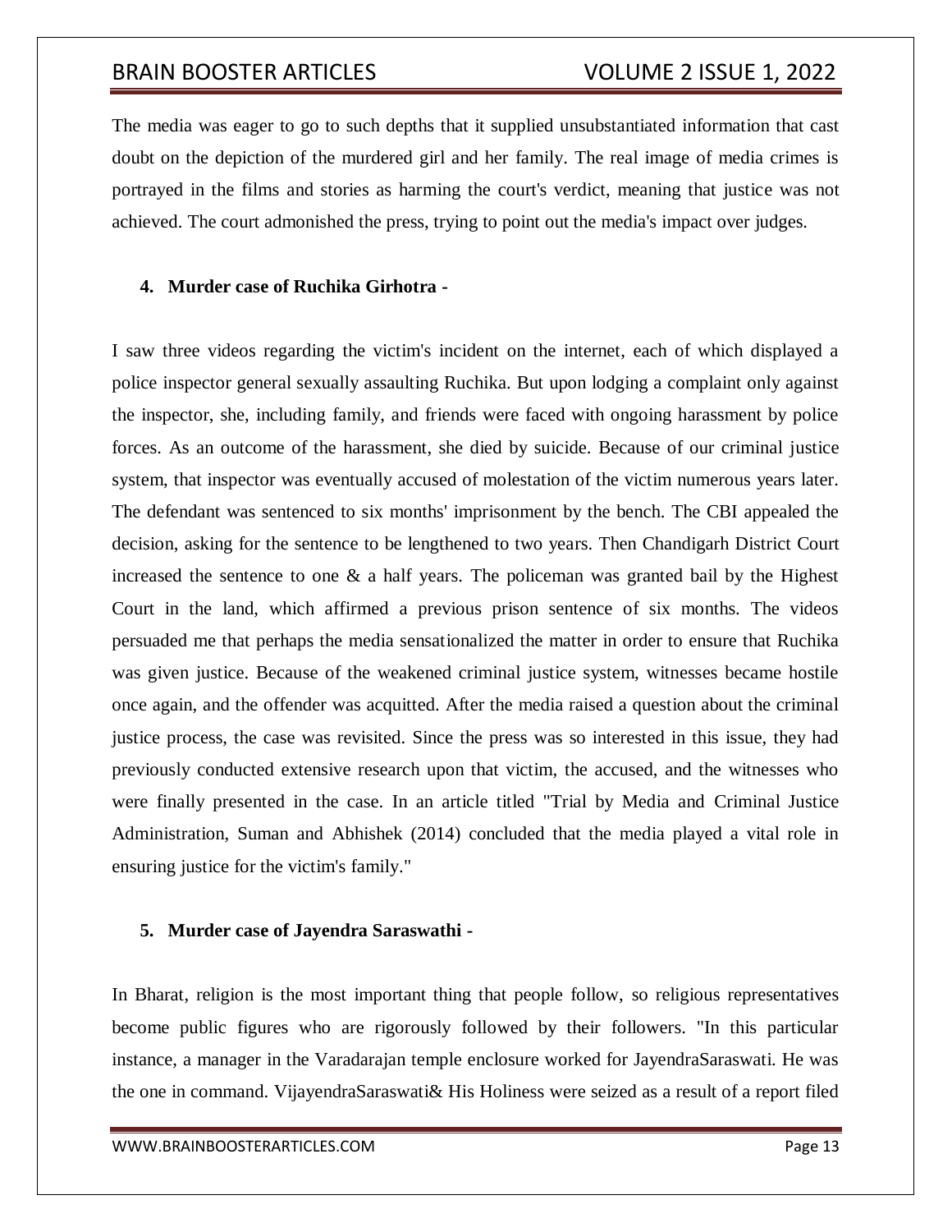The media was eager to go to such depths that it supplied unsubstantiated information that cast doubt on the depiction of the murdered girl and her family. The real image of media crimes is portrayed in the films and stories as harming the court's verdict, meaning that justice was not achieved. The court admonished the press, trying to point out the media's impact over judges.

**4. Murder case of Ruchika Girhotra -**

I saw three videos regarding the victim's incident on the internet, each of which displayed a police inspector general sexually assaulting Ruchika. But upon lodging a complaint only against the inspector, she, including family, and friends were faced with ongoing harassment by police forces. As an outcome of the harassment, she died by suicide. Because of our criminal justice system, that inspector was eventually accused of molestation of the victim numerous years later. The defendant was sentenced to six months' imprisonment by the bench. The CBI appealed the decision, asking for the sentence to be lengthened to two years. Then Chandigarh District Court increased the sentence to one & a half years. The policeman was granted bail by the Highest Court in the land, which affirmed a previous prison sentence of six months. The videos persuaded me that perhaps the media sensationalized the matter in order to ensure that Ruchika was given justice. Because of the weakened criminal justice system, witnesses became hostile once again, and the offender was acquitted. After the media raised a question about the criminal justice process, the case was revisited. Since the press was so interested in this issue, they had previously conducted extensive research upon that victim, the accused, and the witnesses who were finally presented in the case. In an article titled "Trial by Media and Criminal Justice Administration, Suman and Abhishek (2014) concluded that the media played a vital role in ensuring justice for the victim's family."

**5. Murder case of Jayendra Saraswathi -**

In Bharat, religion is the most important thing that people follow, so religious representatives become public figures who are rigorously followed by their followers. "In this particular instance, a manager in the Varadarajan temple enclosure worked for JayendraSaraswati. He was the one in command. VijayendraSaraswati& His Holiness were seized as a result of a report filed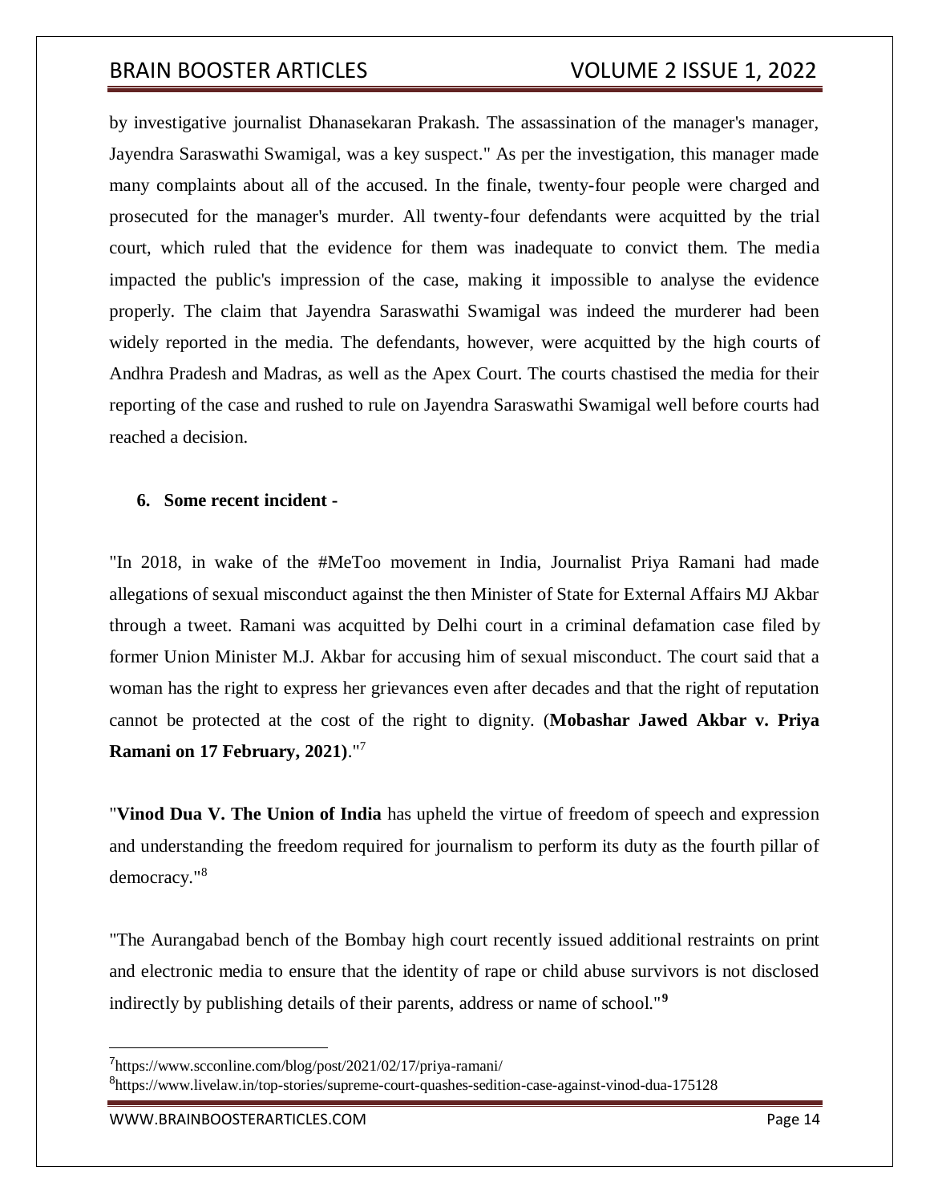by investigative journalist Dhanasekaran Prakash. The assassination of the manager's manager, Jayendra Saraswathi Swamigal, was a key suspect." As per the investigation, this manager made many complaints about all of the accused. In the finale, twenty-four people were charged and prosecuted for the manager's murder. All twenty-four defendants were acquitted by the trial court, which ruled that the evidence for them was inadequate to convict them. The media impacted the public's impression of the case, making it impossible to analyse the evidence properly. The claim that Jayendra Saraswathi Swamigal was indeed the murderer had been widely reported in the media. The defendants, however, were acquitted by the high courts of Andhra Pradesh and Madras, as well as the Apex Court. The courts chastised the media for their reporting of the case and rushed to rule on Jayendra Saraswathi Swamigal well before courts had reached a decision.

### 6. Some recent incident -

"In 2018, in wake of the #MeToo movement in India, Journalist Priya Ramani had made allegations of sexual misconduct against the then Minister of State for External Affairs MJ Akbar through a tweet. Ramani was acquitted by Delhi court in a criminal defamation case filed by former Union Minister M.J. Akbar for accusing him of sexual misconduct. The court said that a woman has the right to express her grievances even after decades and that the right of reputation cannot be protected at the cost of the right to dignity. (**Mobashar Jawed Akbar v. Priya Ramani on 17 February, 2021**)."[7]

"**Vinod Dua V. The Union of India** has upheld the virtue of freedom of speech and expression and understanding the freedom required for journalism to perform its duty as the fourth pillar of democracy."[8]

"The Aurangabad bench of the Bombay high court recently issued additional restraints on print and electronic media to ensure that the identity of rape or child abuse survivors is not disclosed indirectly by publishing details of their parents, address or name of school."[9]

---

[7] https://www.scconline.com/blog/post/2021/02/17/priya-ramani/

[8] https://www.livelaw.in/top-stories/supreme-court-quashes-sedition-case-against-vinod-dua-175128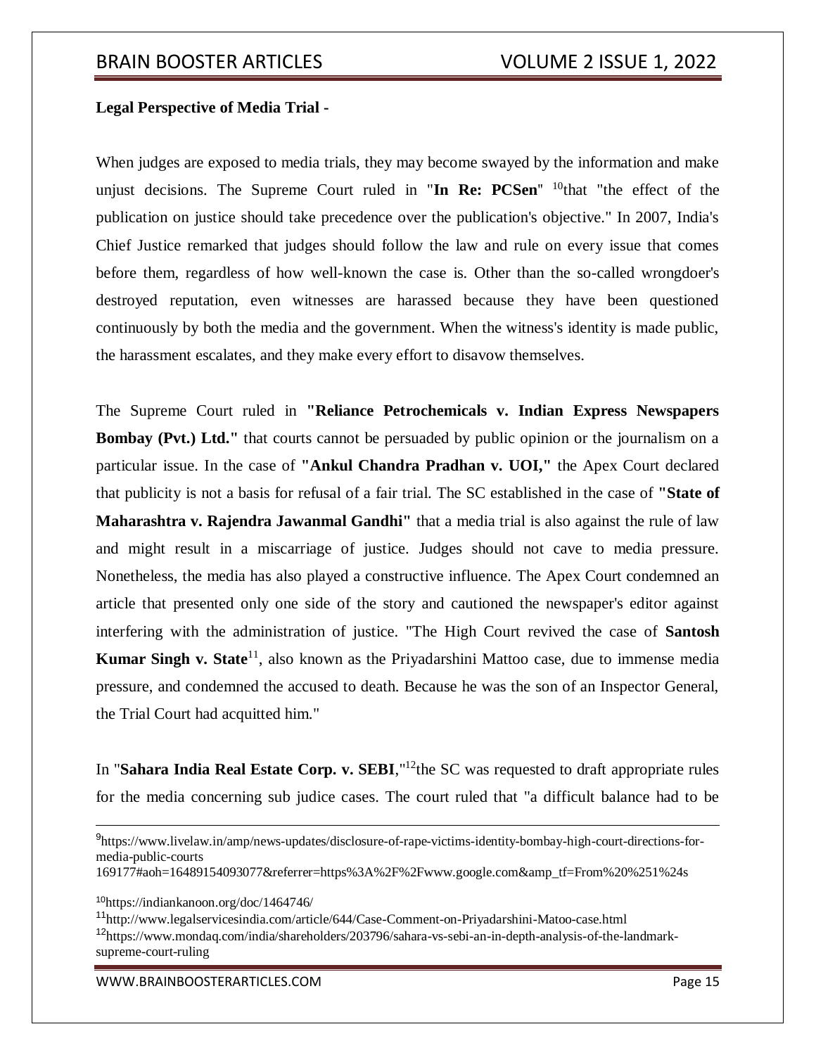**Legal Perspective of Media Trial -**

When judges are exposed to media trials, they may become swayed by the information and make unjust decisions. The Supreme Court ruled in "**In Re: PCSen**" [10]that "the effect of the publication on justice should take precedence over the publication's objective." In 2007, India's Chief Justice remarked that judges should follow the law and rule on every issue that comes before them, regardless of how well-known the case is. Other than the so-called wrongdoer's destroyed reputation, even witnesses are harassed because they have been questioned continuously by both the media and the government. When the witness's identity is made public, the harassment escalates, and they make every effort to disavow themselves.

The Supreme Court ruled in **"Reliance Petrochemicals v. Indian Express Newspapers Bombay (Pvt.) Ltd."** that courts cannot be persuaded by public opinion or the journalism on a particular issue. In the case of **"Ankul Chandra Pradhan v. UOI,"** the Apex Court declared that publicity is not a basis for refusal of a fair trial. The SC established in the case of **"State of Maharashtra v. Rajendra Jawanmal Gandhi"** that a media trial is also against the rule of law and might result in a miscarriage of justice. Judges should not cave to media pressure. Nonetheless, the media has also played a constructive influence. The Apex Court condemned an article that presented only one side of the story and cautioned the newspaper's editor against interfering with the administration of justice. "The High Court revived the case of **Santosh Kumar Singh v. State**[11], also known as the Priyadarshini Mattoo case, due to immense media pressure, and condemned the accused to death. Because he was the son of an Inspector General, the Trial Court had acquitted him."

In "**Sahara India Real Estate Corp. v. SEBI**,"[12]the SC was requested to draft appropriate rules for the media concerning sub judice cases. The court ruled that "a difficult balance had to be

---

[9]https://www.livelaw.in/amp/news-updates/disclosure-of-rape-victims-identity-bombay-high-court-directions-for-media-public-courts 169177#aoh=16489154093077&referrer=https%3A%2F%2Fwww.google.com&amp_tf=From%20%251%24s

[10]https://indiankanoon.org/doc/1464746/

[11]http://www.legalservicesindia.com/article/644/Case-Comment-on-Priyadarshini-Matoo-case.html

[12]https://www.mondaq.com/india/shareholders/203796/sahara-vs-sebi-an-in-depth-analysis-of-the-landmark-supreme-court-ruling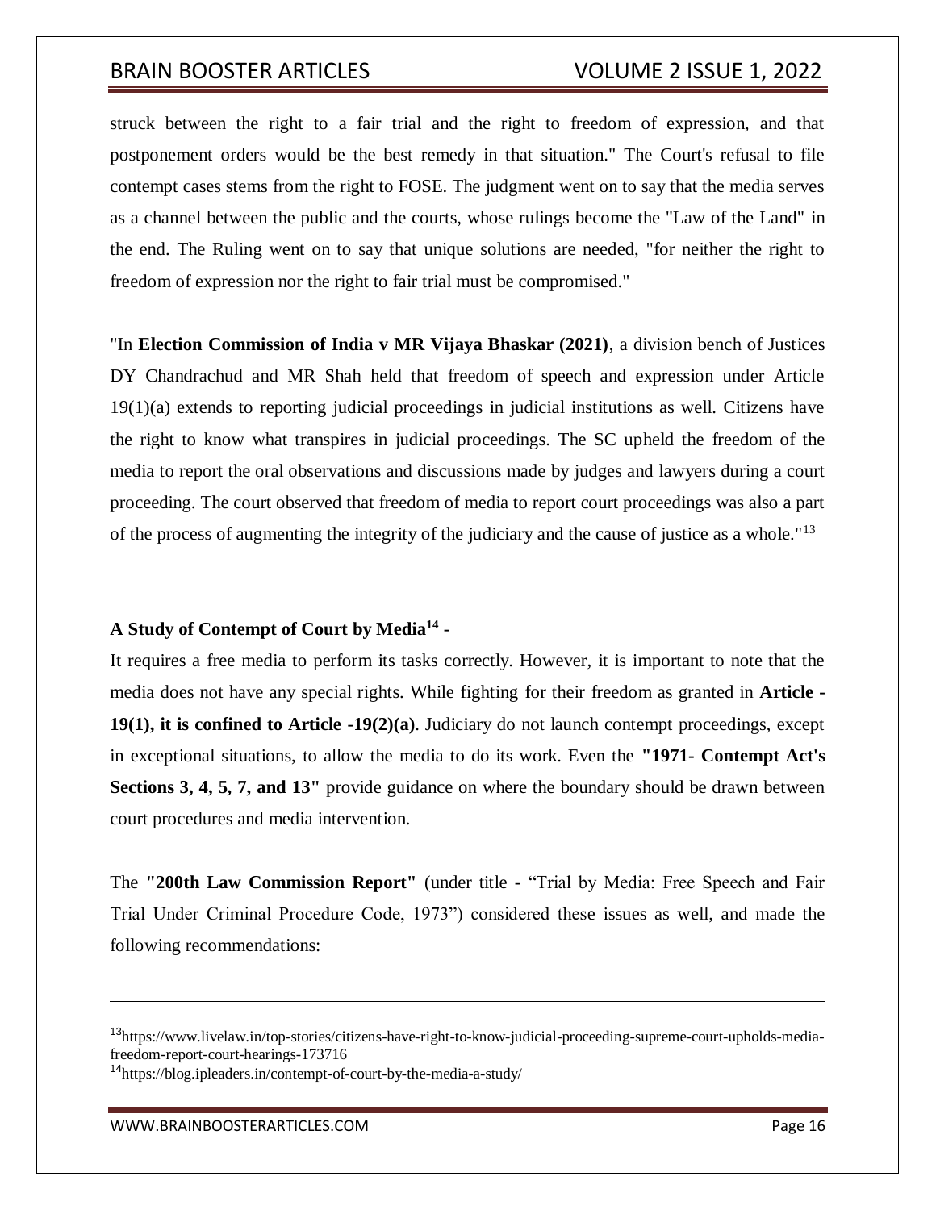struck between the right to a fair trial and the right to freedom of expression, and that postponement orders would be the best remedy in that situation." The Court's refusal to file contempt cases stems from the right to FOSE. The judgment went on to say that the media serves as a channel between the public and the courts, whose rulings become the "Law of the Land" in the end. The Ruling went on to say that unique solutions are needed, "for neither the right to freedom of expression nor the right to fair trial must be compromised."

"In **Election Commission of India v MR Vijaya Bhaskar (2021)**, a division bench of Justices DY Chandrachud and MR Shah held that freedom of speech and expression under Article 19(1)(a) extends to reporting judicial proceedings in judicial institutions as well. Citizens have the right to know what transpires in judicial proceedings. The SC upheld the freedom of the media to report the oral observations and discussions made by judges and lawyers during a court proceeding. The court observed that freedom of media to report court proceedings was also a part of the process of augmenting the integrity of the judiciary and the cause of justice as a whole."[13]

**A Study of Contempt of Court by Media[14] -**

It requires a free media to perform its tasks correctly. However, it is important to note that the media does not have any special rights. While fighting for their freedom as granted in **Article -19(1), it is confined to Article -19(2)(a)**. Judiciary do not launch contempt proceedings, except in exceptional situations, to allow the media to do its work. Even the **"1971- Contempt Act's Sections 3, 4, 5, 7, and 13"** provide guidance on where the boundary should be drawn between court procedures and media intervention.

The **"200th Law Commission Report"** (under title - "Trial by Media: Free Speech and Fair Trial Under Criminal Procedure Code, 1973") considered these issues as well, and made the following recommendations:

---

[13] https://www.livelaw.in/top-stories/citizens-have-right-to-know-judicial-proceeding-supreme-court-upholds-media-freedom-report-court-hearings-173716

[14] https://blog.ipleaders.in/contempt-of-court-by-the-media-a-study/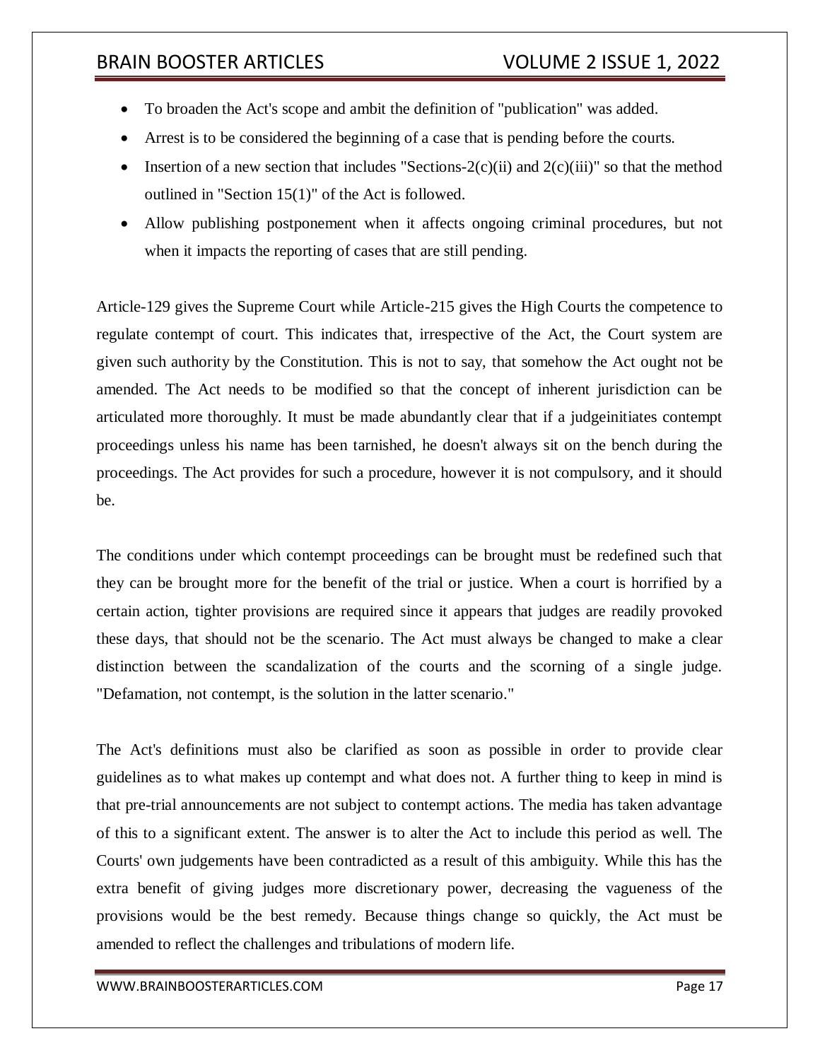- To broaden the Act's scope and ambit the definition of "publication" was added.
- Arrest is to be considered the beginning of a case that is pending before the courts.
- Insertion of a new section that includes "Sections-2(c)(ii) and 2(c)(iii)" so that the method outlined in "Section 15(1)" of the Act is followed.
- Allow publishing postponement when it affects ongoing criminal procedures, but not when it impacts the reporting of cases that are still pending.

Article-129 gives the Supreme Court while Article-215 gives the High Courts the competence to regulate contempt of court. This indicates that, irrespective of the Act, the Court system are given such authority by the Constitution. This is not to say, that somehow the Act ought not be amended. The Act needs to be modified so that the concept of inherent jurisdiction can be articulated more thoroughly. It must be made abundantly clear that if a judgeinitiates contempt proceedings unless his name has been tarnished, he doesn't always sit on the bench during the proceedings. The Act provides for such a procedure, however it is not compulsory, and it should be.

The conditions under which contempt proceedings can be brought must be redefined such that they can be brought more for the benefit of the trial or justice. When a court is horrified by a certain action, tighter provisions are required since it appears that judges are readily provoked these days, that should not be the scenario. The Act must always be changed to make a clear distinction between the scandalization of the courts and the scorning of a single judge. "Defamation, not contempt, is the solution in the latter scenario."

The Act's definitions must also be clarified as soon as possible in order to provide clear guidelines as to what makes up contempt and what does not. A further thing to keep in mind is that pre-trial announcements are not subject to contempt actions. The media has taken advantage of this to a significant extent. The answer is to alter the Act to include this period as well. The Courts' own judgements have been contradicted as a result of this ambiguity. While this has the extra benefit of giving judges more discretionary power, decreasing the vagueness of the provisions would be the best remedy. Because things change so quickly, the Act must be amended to reflect the challenges and tribulations of modern life.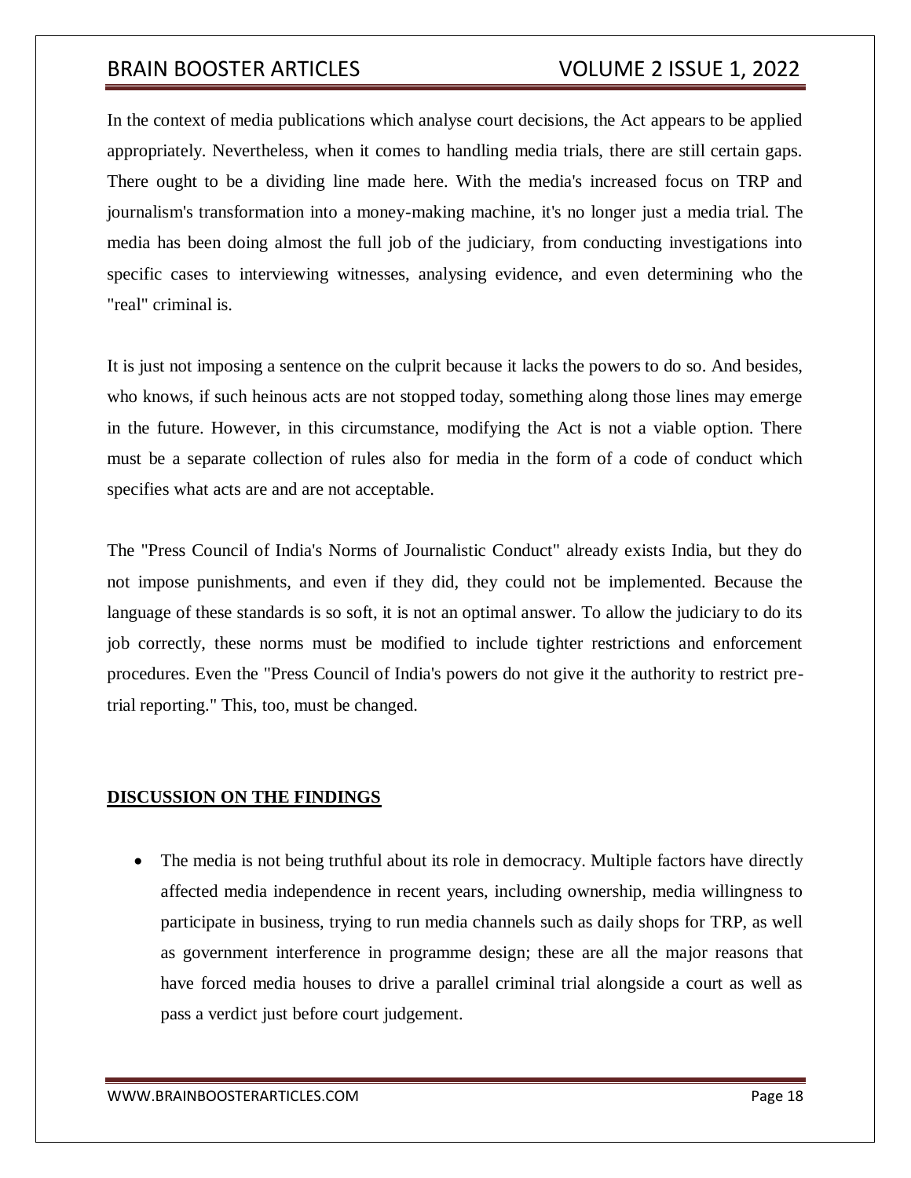In the context of media publications which analyse court decisions, the Act appears to be applied appropriately. Nevertheless, when it comes to handling media trials, there are still certain gaps. There ought to be a dividing line made here. With the media's increased focus on TRP and journalism's transformation into a money-making machine, it's no longer just a media trial. The media has been doing almost the full job of the judiciary, from conducting investigations into specific cases to interviewing witnesses, analysing evidence, and even determining who the "real" criminal is.

It is just not imposing a sentence on the culprit because it lacks the powers to do so. And besides, who knows, if such heinous acts are not stopped today, something along those lines may emerge in the future. However, in this circumstance, modifying the Act is not a viable option. There must be a separate collection of rules also for media in the form of a code of conduct which specifies what acts are and are not acceptable.

The "Press Council of India's Norms of Journalistic Conduct" already exists India, but they do not impose punishments, and even if they did, they could not be implemented. Because the language of these standards is so soft, it is not an optimal answer. To allow the judiciary to do its job correctly, these norms must be modified to include tighter restrictions and enforcement procedures. Even the "Press Council of India's powers do not give it the authority to restrict pre-trial reporting." This, too, must be changed.

## DISCUSSION ON THE FINDINGS

- The media is not being truthful about its role in democracy. Multiple factors have directly affected media independence in recent years, including ownership, media willingness to participate in business, trying to run media channels such as daily shops for TRP, as well as government interference in programme design; these are all the major reasons that have forced media houses to drive a parallel criminal trial alongside a court as well as pass a verdict just before court judgement.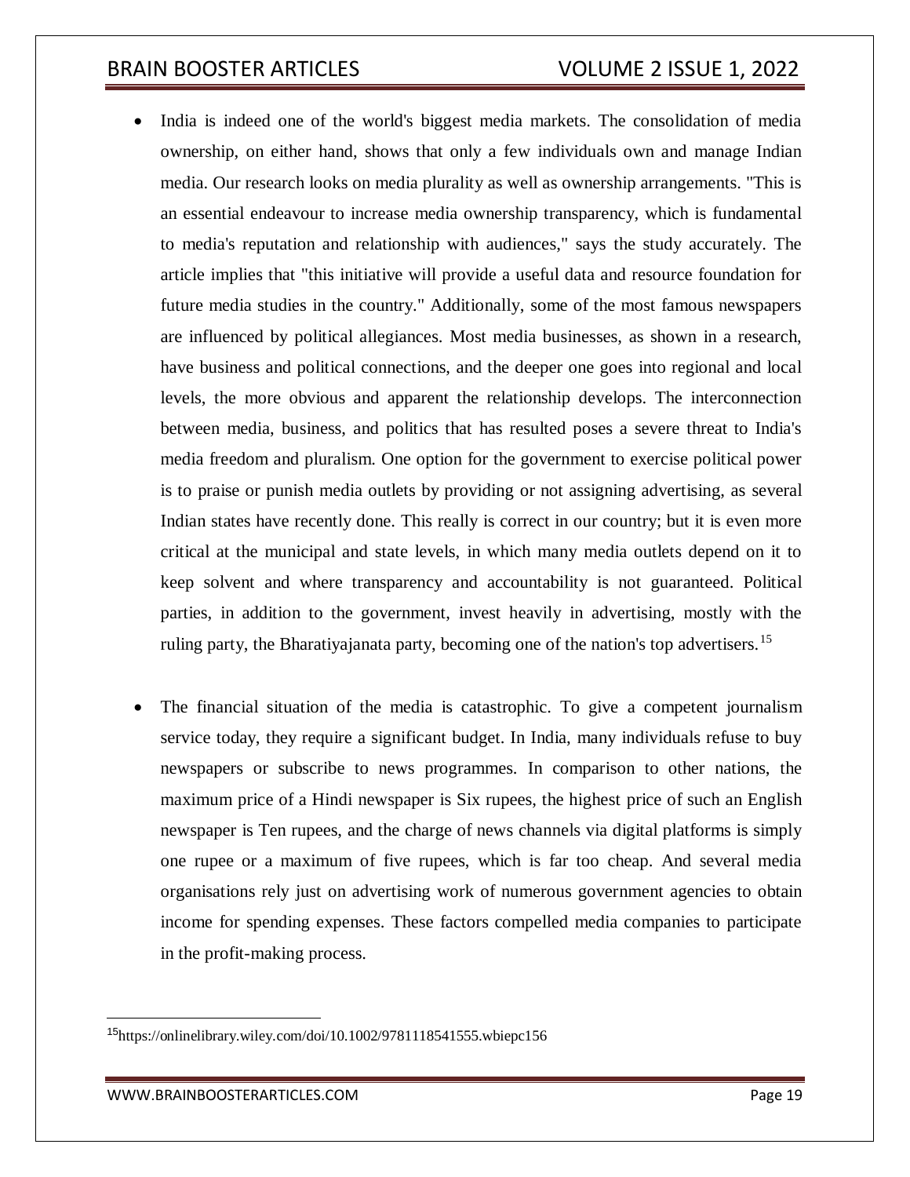- India is indeed one of the world's biggest media markets. The consolidation of media ownership, on either hand, shows that only a few individuals own and manage Indian media. Our research looks on media plurality as well as ownership arrangements. "This is an essential endeavour to increase media ownership transparency, which is fundamental to media's reputation and relationship with audiences," says the study accurately. The article implies that "this initiative will provide a useful data and resource foundation for future media studies in the country." Additionally, some of the most famous newspapers are influenced by political allegiances. Most media businesses, as shown in a research, have business and political connections, and the deeper one goes into regional and local levels, the more obvious and apparent the relationship develops. The interconnection between media, business, and politics that has resulted poses a severe threat to India's media freedom and pluralism. One option for the government to exercise political power is to praise or punish media outlets by providing or not assigning advertising, as several Indian states have recently done. This really is correct in our country; but it is even more critical at the municipal and state levels, in which many media outlets depend on it to keep solvent and where transparency and accountability is not guaranteed. Political parties, in addition to the government, invest heavily in advertising, mostly with the ruling party, the Bharatiyajanata party, becoming one of the nation's top advertisers.[15]

- The financial situation of the media is catastrophic. To give a competent journalism service today, they require a significant budget. In India, many individuals refuse to buy newspapers or subscribe to news programmes. In comparison to other nations, the maximum price of a Hindi newspaper is Six rupees, the highest price of such an English newspaper is Ten rupees, and the charge of news channels via digital platforms is simply one rupee or a maximum of five rupees, which is far too cheap. And several media organisations rely just on advertising work of numerous government agencies to obtain income for spending expenses. These factors compelled media companies to participate in the profit-making process.

---

[15] https://onlinelibrary.wiley.com/doi/10.1002/9781118541555.wbiepc156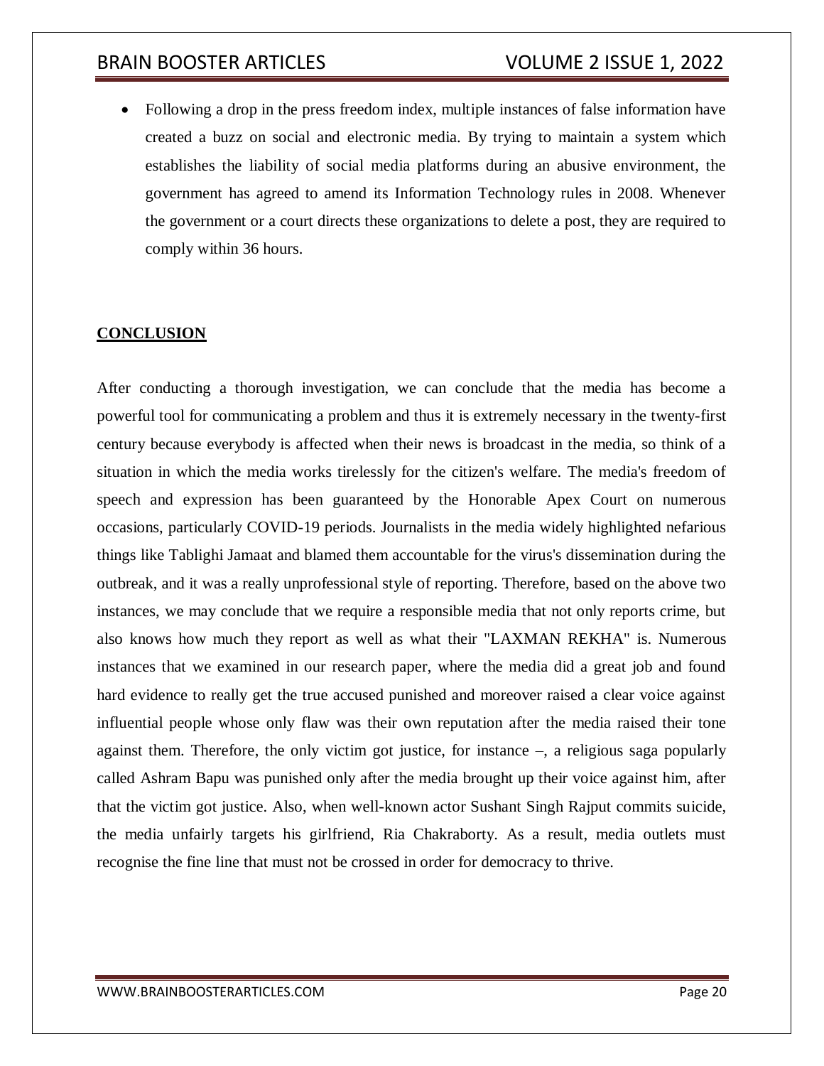- Following a drop in the press freedom index, multiple instances of false information have created a buzz on social and electronic media. By trying to maintain a system which establishes the liability of social media platforms during an abusive environment, the government has agreed to amend its Information Technology rules in 2008. Whenever the government or a court directs these organizations to delete a post, they are required to comply within 36 hours.

## CONCLUSION

After conducting a thorough investigation, we can conclude that the media has become a powerful tool for communicating a problem and thus it is extremely necessary in the twenty-first century because everybody is affected when their news is broadcast in the media, so think of a situation in which the media works tirelessly for the citizen's welfare. The media's freedom of speech and expression has been guaranteed by the Honorable Apex Court on numerous occasions, particularly COVID-19 periods. Journalists in the media widely highlighted nefarious things like Tablighi Jamaat and blamed them accountable for the virus's dissemination during the outbreak, and it was a really unprofessional style of reporting. Therefore, based on the above two instances, we may conclude that we require a responsible media that not only reports crime, but also knows how much they report as well as what their "LAXMAN REKHA" is. Numerous instances that we examined in our research paper, where the media did a great job and found hard evidence to really get the true accused punished and moreover raised a clear voice against influential people whose only flaw was their own reputation after the media raised their tone against them. Therefore, the only victim got justice, for instance –, a religious saga popularly called Ashram Bapu was punished only after the media brought up their voice against him, after that the victim got justice. Also, when well-known actor Sushant Singh Rajput commits suicide, the media unfairly targets his girlfriend, Ria Chakraborty. As a result, media outlets must recognise the fine line that must not be crossed in order for democracy to thrive.